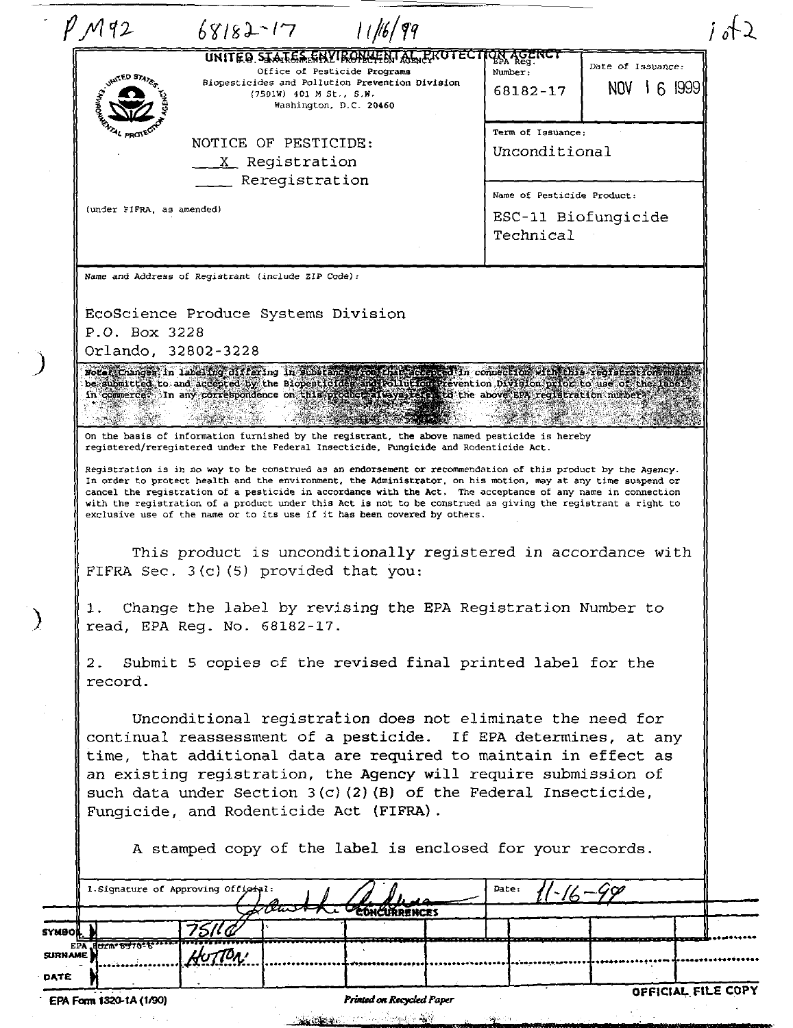PM92 68182-17 11/16/99

UNITED STATES ENVIRONMENTAL PROTECTION AGENCY
Office of Pesticide Programs
Biopesticides and Pollution Prevention Division
(7501W) 401 M St., S.W.
Washington, D.C. 20460

| EPA Reg. Number: | Date of Issuance: |
|---|---|
| 68182-17 | NOV 16 1999 |

**NOTICE OF PESTICIDE:**
__X__ Registration
____ Reregistration

(under FIFRA, as amended)

Term of Issuance:
Unconditional

Name of Pesticide Product:
ESC-11 Biofungicide Technical

Name and Address of Registrant (include ZIP Code):

EcoScience Produce Systems Division
P.O. Box 3228
Orlando, 32802-3228

Note: Changes in labeling differing in substance from that accepted in connection with this registration must be submitted to and accepted by the Biopesticides and Pollution Prevention Division prior to use of the label in commerce. In any correspondence on this product always refer to the above EPA registration number.

On the basis of information furnished by the registrant, the above named pesticide is hereby registered/reregistered under the Federal Insecticide, Fungicide and Rodenticide Act.

Registration is in no way to be construed as an endorsement or recommendation of this product by the Agency. In order to protect health and the environment, the Administrator, on his motion, may at any time suspend or cancel the registration of a pesticide in accordance with the Act. The acceptance of any name in connection with the registration of a product under this Act is not to be construed as giving the registrant a right to exclusive use of the name or to its use if it has been covered by others.

This product is unconditionally registered in accordance with FIFRA Sec. 3(c)(5) provided that you:

1. Change the label by revising the EPA Registration Number to read, EPA Reg. No. 68182-17.

2. Submit 5 copies of the revised final printed label for the record.

Unconditional registration does not eliminate the need for continual reassessment of a pesticide. If EPA determines, at any time, that additional data are required to maintain in effect as an existing registration, the Agency will require submission of such data under Section 3(c)(2)(B) of the Federal Insecticide, Fungicide, and Rodenticide Act (FIFRA).

A stamped copy of the label is enclosed for your records.

| Signature of Approving Official: | Date: 11-16-99 |
|---|---|

CONCURRENCES

| SYMBOL | 7511C | | | | | |
|---|---|---|---|---|---|---|
| SURNAME | HUTTON | | | | | |
| DATE | | | | | | |

EPA Form 1320-1A (1/90) Printed on Recycled Paper OFFICIAL FILE COPY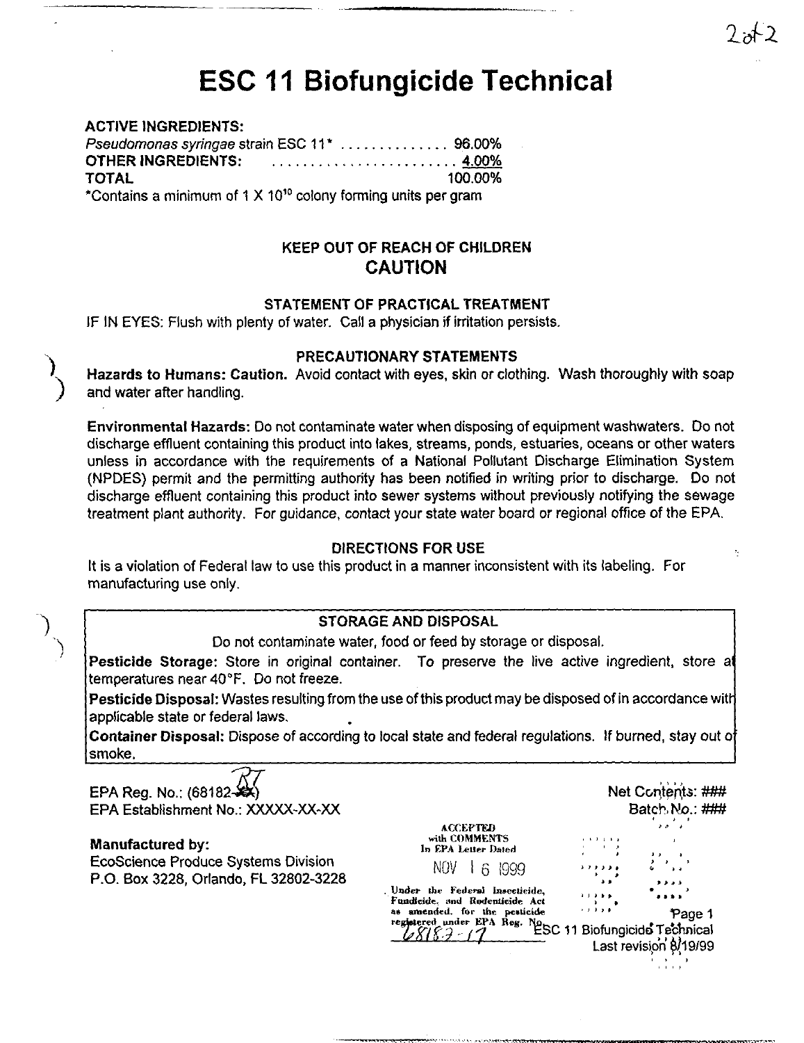# ESC 11 Biofungicide Technical

**ACTIVE INGREDIENTS:**

| | |
|---|---|
| *Pseudomonas syringae* strain ESC 11* | 96.00% |
| **OTHER INGREDIENTS:** | 4.00% |
| **TOTAL** | 100.00% |

*Contains a minimum of 1 X $10^{10}$ colony forming units per gram

**KEEP OUT OF REACH OF CHILDREN**

## CAUTION

### STATEMENT OF PRACTICAL TREATMENT

IF IN EYES: Flush with plenty of water. Call a physician if irritation persists.

### PRECAUTIONARY STATEMENTS

**Hazards to Humans: Caution.** Avoid contact with eyes, skin or clothing. Wash thoroughly with soap and water after handling.

**Environmental Hazards:** Do not contaminate water when disposing of equipment washwaters. Do not discharge effluent containing this product into lakes, streams, ponds, estuaries, oceans or other waters unless in accordance with the requirements of a National Pollutant Discharge Elimination System (NPDES) permit and the permitting authority has been notified in writing prior to discharge. Do not discharge effluent containing this product into sewer systems without previously notifying the sewage treatment plant authority. For guidance, contact your state water board or regional office of the EPA.

### DIRECTIONS FOR USE

It is a violation of Federal law to use this product in a manner inconsistent with its labeling. For manufacturing use only.

### STORAGE AND DISPOSAL

Do not contaminate water, food or feed by storage or disposal.

**Pesticide Storage:** Store in original container. To preserve the live active ingredient, store at temperatures near 40°F. Do not freeze.

**Pesticide Disposal:** Wastes resulting from the use of this product may be disposed of in accordance with applicable state or federal laws.

**Container Disposal:** Dispose of according to local state and federal regulations. If burned, stay out of smoke.

EPA Reg. No.: (68182-17)
EPA Establishment No.: XXXXX-XX-XX

Net Contents: ###
Batch No.: ###

**Manufactured by:**
EcoScience Produce Systems Division
P.O. Box 3228, Orlando, FL 32802-3228

ACCEPTED
with COMMENTS
In EPA Letter Dated
NOV 16 1999
Under the Federal Insecticide, Fungicide, and Rodenticide Act as amended, for the pesticide registered under EPA Reg. No. 68182-17

ESC 11 Biofungicide Technical
Last revision 8/19/99